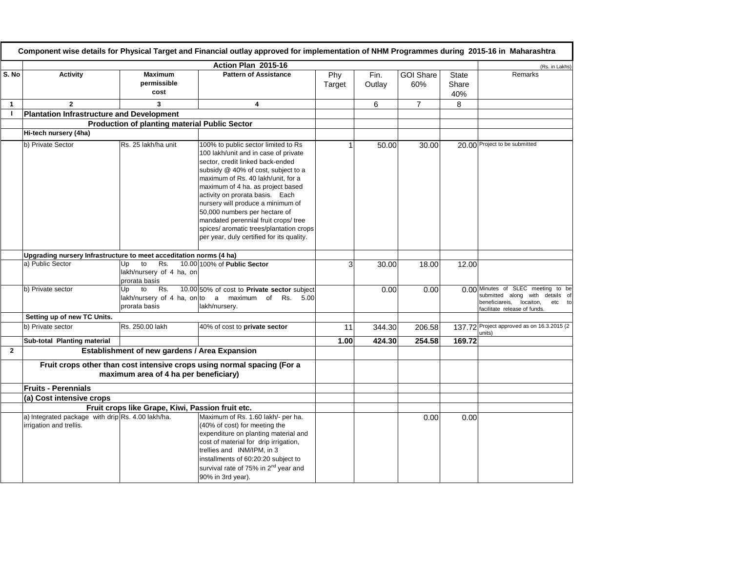**Component wise details for Physical Target and Financial outlay approved for implementation of NHM Programmes during 2015-16 in Maharashtra**

| | Action Plan 2015-16 | | | | | | | | (Rs. in Lakhs) |
|---|---|---|---|---|---|---|---|---|---|
| S. No | Activity | Maximum permissible cost | Pattern of Assistance | Phy Target | Fin. Outlay | GOI Share 60% | State Share 40% | Remarks |
| 1 | 2 | 3 | 4 | | 6 | 7 | 8 | |
| I | **Plantation Infrastructure and Development** | | | | | | | |
| | **Production of planting material Public Sector** | | | | | | | |
| | **Hi-tech nursery (4ha)** | | | | | | | |
| | b) Private Sector | Rs. 25 lakh/ha unit | 100% to public sector limited to Rs 100 lakh/unit and in case of private sector, credit linked back-ended subsidy @ 40% of cost, subject to a maximum of Rs. 40 lakh/unit, for a maximum of 4 ha. as project based activity on prorata basis. Each nursery will produce a minimum of 50,000 numbers per hectare of mandated perennial fruit crops/ tree spices/ aromatic trees/plantation crops per year, duly certified for its quality. | 1 | 50.00 | 30.00 | 20.00 | Project to be submitted |
| | **Upgrading nursery Infrastructure to meet acceditation norms (4 ha)** | | | | | | | |
| | a) Public Sector | Up to Rs. 10.00 lakh/nursery of 4 ha, on prorata basis | 100% of **Public Sector** | 3 | 30.00 | 18.00 | 12.00 | |
| | b) Private sector | Up to Rs. 10.00 lakh/nursery of 4 ha, on prorata basis | 50% of cost to **Private sector** subject to a maximum of Rs. 5.00 lakh/nursery. | | 0.00 | 0.00 | 0.00 | Minutes of SLEC meeting to be submitted along with details of beneficiareis, locaiton, etc to facilitate release of funds. |
| | **Setting up of new TC Units.** | | | | | | | |
| | b) Private sector | Rs. 250.00 lakh | 40% of cost to **private sector** | 11 | 344.30 | 206.58 | 137.72 | Project approved as on 16.3.2015 (2 units) |
| | **Sub-total Planting material** | | | **1.00** | **424.30** | **254.58** | **169.72** | |
| 2 | **Establishment of new gardens / Area Expansion** | | | | | | | |
| | **Fruit crops other than cost intensive crops using normal spacing (For a maximum area of 4 ha per beneficiary)** | | | | | | | |
| | **Fruits - Perennials** | | | | | | | |
| | **(a) Cost intensive crops** | | | | | | | |
| | **Fruit crops like Grape, Kiwi, Passion fruit etc.** | | | | | | | |
| | a) Integrated package with drip irrigation and trellis. | Rs. 4.00 lakh/ha. | Maximum of Rs. 1.60 lakh/- per ha. (40% of cost) for meeting the expenditure on planting material and cost of material for drip irrigation, trellies and INM/IPM, in 3 installments of 60:20:20 subject to survival rate of 75% in 2nd year and 90% in 3rd year). | | | 0.00 | 0.00 | |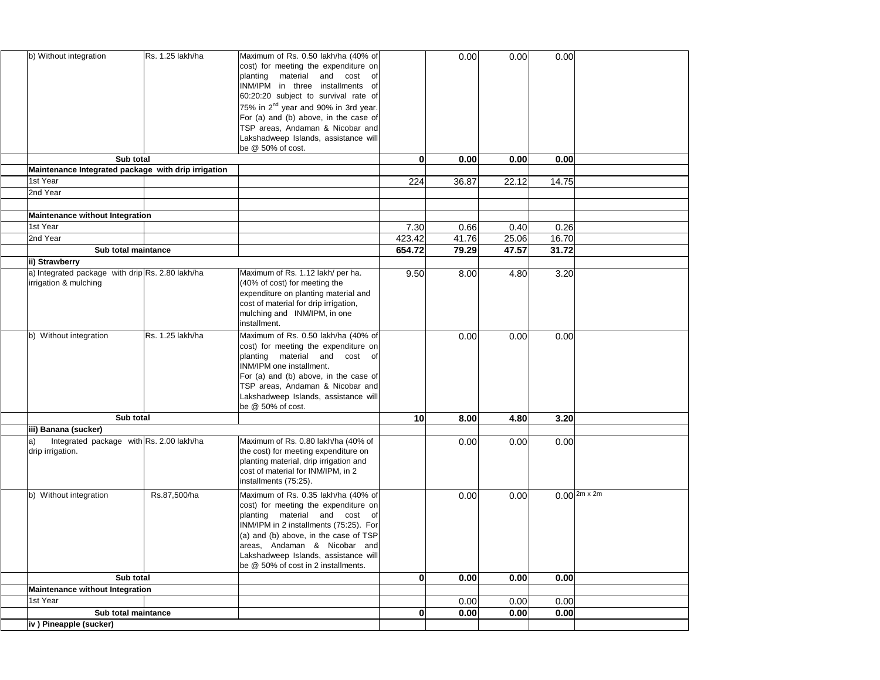| | | | | | | | | |
|---|---|---|---|---|---|---|---|---|
| | b) Without integration | Rs. 1.25 lakh/ha | Maximum of Rs. 0.50 lakh/ha (40% of cost) for meeting the expenditure on planting material and cost of INM/IPM in three installments of 60:20:20 subject to survival rate of 75% in 2nd year and 90% in 3rd year. For (a) and (b) above, in the case of TSP areas, Andaman & Nicobar and Lakshadweep Islands, assistance will be @ 50% of cost. | | 0.00 | 0.00 | 0.00 | |
| | **Sub total** | | | **0** | **0.00** | **0.00** | **0.00** | |
| | **Maintenance Integrated package with drip irrigation** | | | | | | | |
| | 1st Year | | | 224 | 36.87 | 22.12 | 14.75 | |
| | 2nd Year | | | | | | | |
| | | | | | | | | |
| | **Maintenance without Integration** | | | | | | | |
| | 1st Year | | | 7.30 | 0.66 | 0.40 | 0.26 | |
| | 2nd Year | | | 423.42 | 41.76 | 25.06 | 16.70 | |
| | **Sub total maintance** | | | **654.72** | **79.29** | **47.57** | **31.72** | |
| | **ii) Strawberry** | | | | | | | |
| | a) Integrated package with drip irrigation & mulching | Rs. 2.80 lakh/ha | Maximum of Rs. 1.12 lakh/ per ha. (40% of cost) for meeting the expenditure on planting material and cost of material for drip irrigation, mulching and INM/IPM, in one installment. | 9.50 | 8.00 | 4.80 | 3.20 | |
| | b) Without integration | Rs. 1.25 lakh/ha | Maximum of Rs. 0.50 lakh/ha (40% of cost) for meeting the expenditure on planting material and cost of INM/IPM one installment. For (a) and (b) above, in the case of TSP areas, Andaman & Nicobar and Lakshadweep Islands, assistance will be @ 50% of cost. | | 0.00 | 0.00 | 0.00 | |
| | **Sub total** | | | **10** | **8.00** | **4.80** | **3.20** | |
| | **iii) Banana (sucker)** | | | | | | | |
| | a) Integrated package with drip irrigation. | Rs. 2.00 lakh/ha | Maximum of Rs. 0.80 lakh/ha (40% of the cost) for meeting expenditure on planting material, drip irrigation and cost of material for INM/IPM, in 2 installments (75:25). | | 0.00 | 0.00 | 0.00 | |
| | b) Without integration | Rs.87,500/ha | Maximum of Rs. 0.35 lakh/ha (40% of cost) for meeting the expenditure on planting material and cost of INM/IPM in 2 installments (75:25). For (a) and (b) above, in the case of TSP areas, Andaman & Nicobar and Lakshadweep Islands, assistance will be @ 50% of cost in 2 installments. | | 0.00 | 0.00 | 0.00 | 2m x 2m |
| | **Sub total** | | | **0** | **0.00** | **0.00** | **0.00** | |
| | **Maintenance without Integration** | | | | | | | |
| | 1st Year | | | | 0.00 | 0.00 | 0.00 | |
| | **Sub total maintance** | | | **0** | **0.00** | **0.00** | **0.00** | |
| | **iv ) Pineapple (sucker)** | | | | | | | |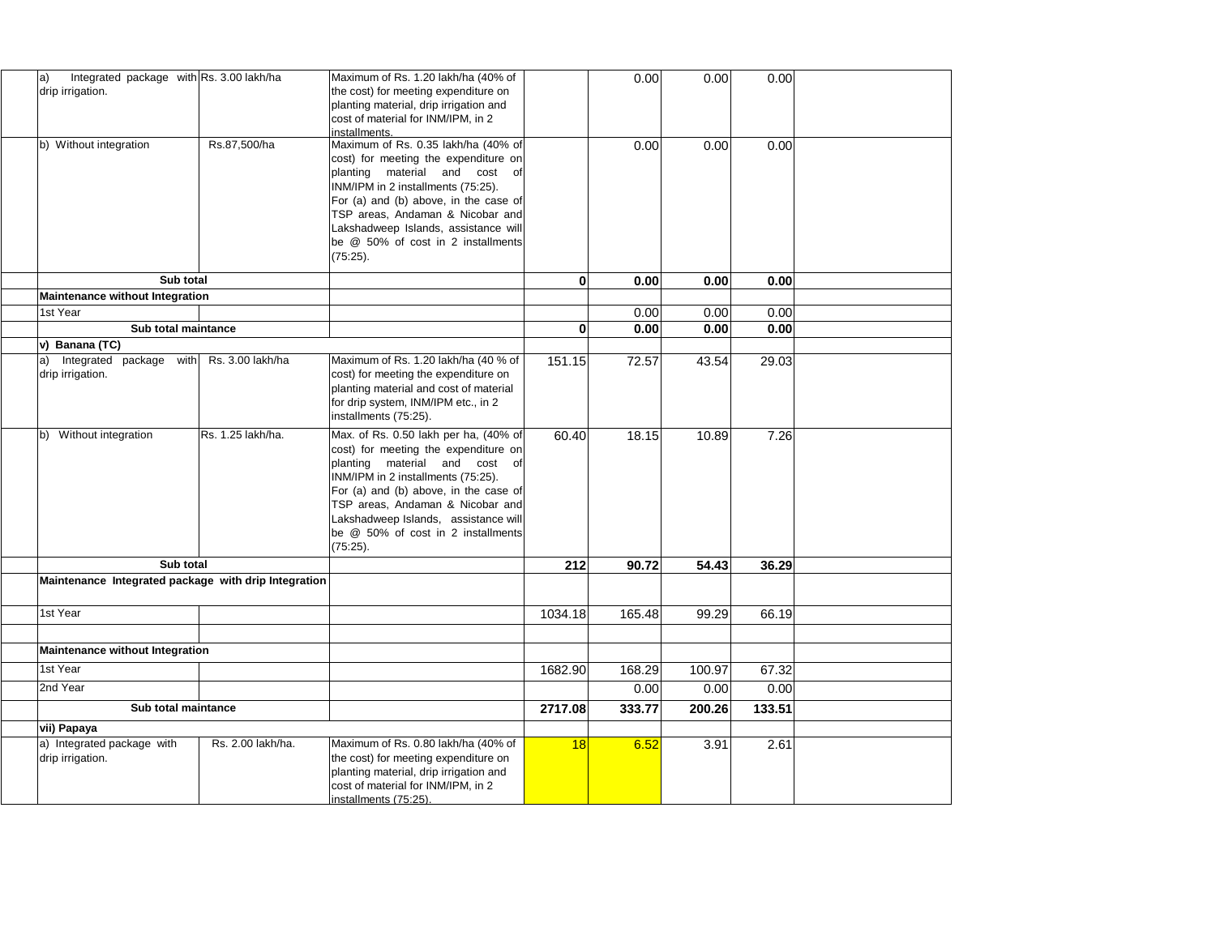| | | | | | | | | |
|---|---|---|---|---|---|---|---|---|
| | a) Integrated package with drip irrigation. | Rs. 3.00 lakh/ha | Maximum of Rs. 1.20 lakh/ha (40% of the cost) for meeting expenditure on planting material, drip irrigation and cost of material for INM/IPM, in 2 installments. | | 0.00 | 0.00 | 0.00 | |
| | b) Without integration | Rs.87,500/ha | Maximum of Rs. 0.35 lakh/ha (40% of cost) for meeting the expenditure on planting material and cost of INM/IPM in 2 installments (75:25). For (a) and (b) above, in the case of TSP areas, Andaman & Nicobar and Lakshadweep Islands, assistance will be @ 50% of cost in 2 installments (75:25). | | 0.00 | 0.00 | 0.00 | |
| | **Sub total** | | | **0** | **0.00** | **0.00** | **0.00** | |
| | **Maintenance without Integration** | | | | | | | |
| | 1st Year | | | | 0.00 | 0.00 | 0.00 | |
| | **Sub total maintance** | | | **0** | **0.00** | **0.00** | **0.00** | |
| | **v) Banana (TC)** | | | | | | | |
| | a) Integrated package with drip irrigation. | Rs. 3.00 lakh/ha | Maximum of Rs. 1.20 lakh/ha (40 % of cost) for meeting the expenditure on planting material and cost of material for drip system, INM/IPM etc., in 2 installments (75:25). | 151.15 | 72.57 | 43.54 | 29.03 | |
| | b) Without integration | Rs. 1.25 lakh/ha. | Max. of Rs. 0.50 lakh per ha, (40% of cost) for meeting the expenditure on planting material and cost of INM/IPM in 2 installments (75:25). For (a) and (b) above, in the case of TSP areas, Andaman & Nicobar and Lakshadweep Islands, assistance will be @ 50% of cost in 2 installments (75:25). | 60.40 | 18.15 | 10.89 | 7.26 | |
| | **Sub total** | | | **212** | **90.72** | **54.43** | **36.29** | |
| | **Maintenance Integrated package with drip Integration** | | | | | | | |
| | 1st Year | | | 1034.18 | 165.48 | 99.29 | 66.19 | |
| | | | | | | | | |
| | **Maintenance without Integration** | | | | | | | |
| | 1st Year | | | 1682.90 | 168.29 | 100.97 | 67.32 | |
| | 2nd Year | | | | 0.00 | 0.00 | 0.00 | |
| | **Sub total maintance** | | | **2717.08** | **333.77** | **200.26** | **133.51** | |
| | **vii) Papaya** | | | | | | | |
| | a) Integrated package with drip irrigation. | Rs. 2.00 lakh/ha. | Maximum of Rs. 0.80 lakh/ha (40% of the cost) for meeting expenditure on planting material, drip irrigation and cost of material for INM/IPM, in 2 installments (75:25). | 18 | 6.52 | 3.91 | 2.61 | |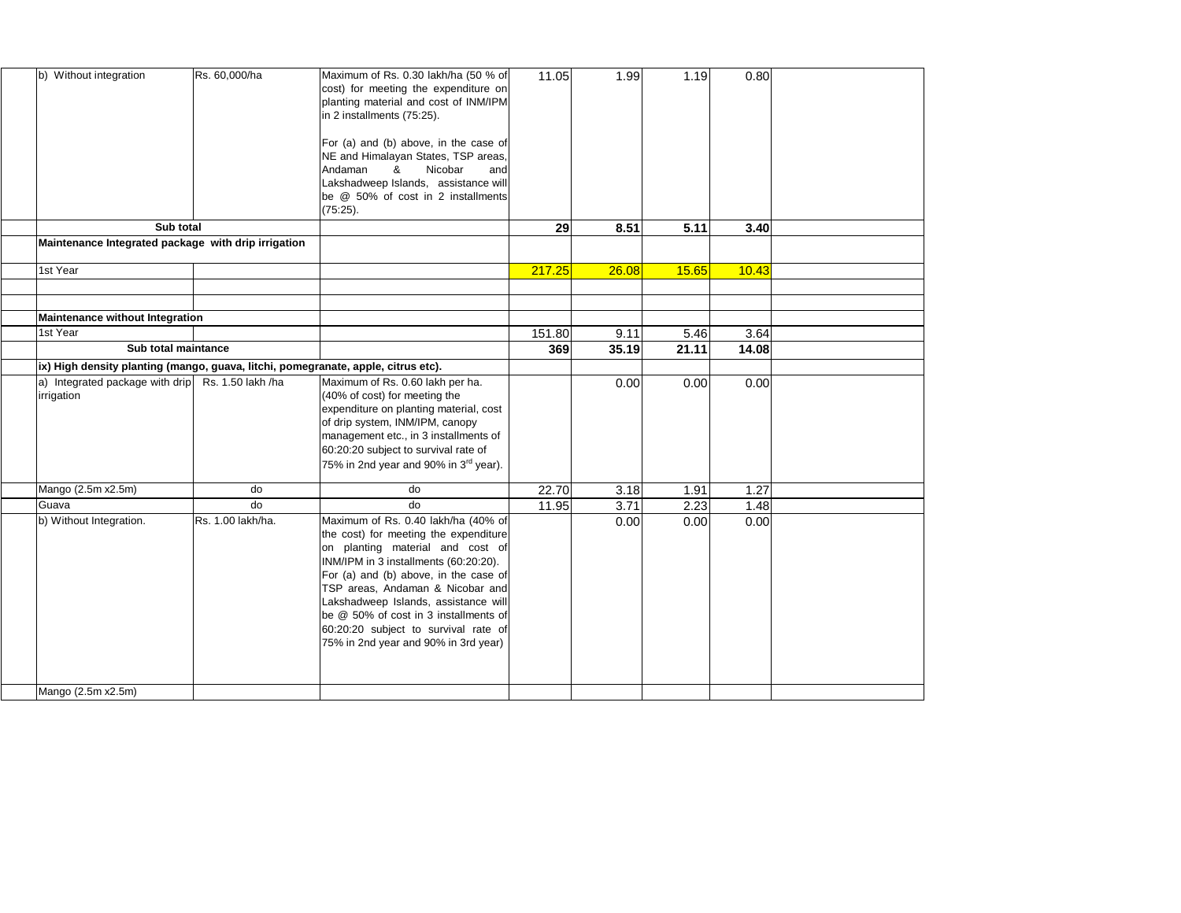| | | | | | | | | |
|---|---|---|---|---|---|---|---|---|
| | b) Without integration | Rs. 60,000/ha | Maximum of Rs. 0.30 lakh/ha (50 % of cost) for meeting the expenditure on planting material and cost of INM/IPM in 2 installments (75:25). For (a) and (b) above, in the case of NE and Himalayan States, TSP areas, Andaman & Nicobar and Lakshadweep Islands, assistance will be @ 50% of cost in 2 installments (75:25). | 11.05 | 1.99 | 1.19 | 0.80 | |
| | **Sub total** | | | **29** | **8.51** | **5.11** | **3.40** | |
| | **Maintenance Integrated package with drip irrigation** | | | | | | | |
| | 1st Year | | | 217.25 | 26.08 | 15.65 | 10.43 | |
| | | | | | | | | |
| | | | | | | | | |
| | **Maintenance without Integration** | | | | | | | |
| | 1st Year | | | 151.80 | 9.11 | 5.46 | 3.64 | |
| | **Sub total maintance** | | | **369** | **35.19** | **21.11** | **14.08** | |
| | **ix) High density planting (mango, guava, litchi, pomegranate, apple, citrus etc).** | | | | | | | |
| | a) Integrated package with drip irrigation | Rs. 1.50 lakh /ha | Maximum of Rs. 0.60 lakh per ha. (40% of cost) for meeting the expenditure on planting material, cost of drip system, INM/IPM, canopy management etc., in 3 installments of 60:20:20 subject to survival rate of 75% in 2nd year and 90% in 3rd year). | | 0.00 | 0.00 | 0.00 | |
| | Mango (2.5m x2.5m) | do | do | 22.70 | 3.18 | 1.91 | 1.27 | |
| | Guava | do | do | 11.95 | 3.71 | 2.23 | 1.48 | |
| | b) Without Integration. | Rs. 1.00 lakh/ha. | Maximum of Rs. 0.40 lakh/ha (40% of the cost) for meeting the expenditure on planting material and cost of INM/IPM in 3 installments (60:20:20). For (a) and (b) above, in the case of TSP areas, Andaman & Nicobar and Lakshadweep Islands, assistance will be @ 50% of cost in 3 installments of 60:20:20 subject to survival rate of 75% in 2nd year and 90% in 3rd year) | | 0.00 | 0.00 | 0.00 | |
| | Mango (2.5m x2.5m) | | | | | | | |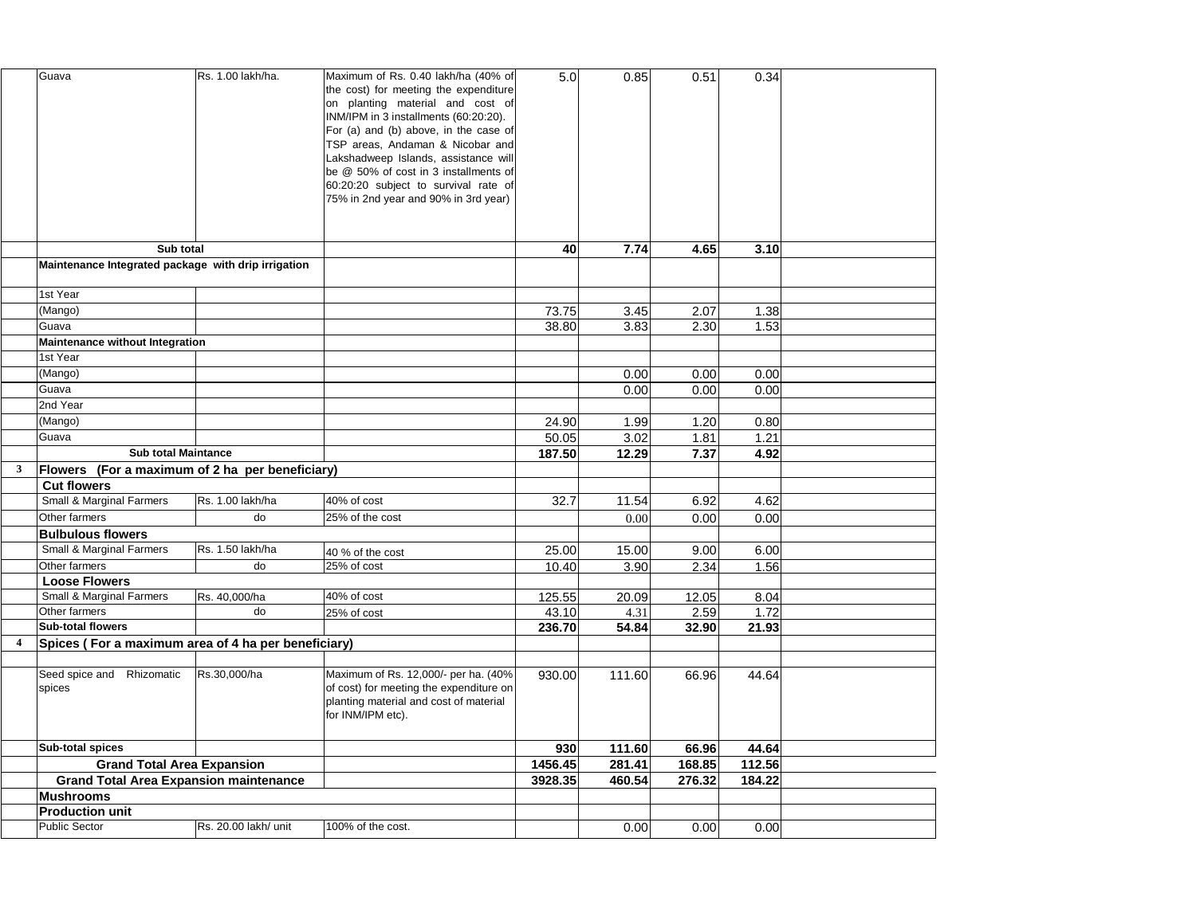| | | | | | | | | |
|---|---|---|---|---|---|---|---|---|
| | Guava | Rs. 1.00 lakh/ha. | Maximum of Rs. 0.40 lakh/ha (40% of the cost) for meeting the expenditure on planting material and cost of INM/IPM in 3 installments (60:20:20). For (a) and (b) above, in the case of TSP areas, Andaman & Nicobar and Lakshadweep Islands, assistance will be @ 50% of cost in 3 installments of 60:20:20 subject to survival rate of 75% in 2nd year and 90% in 3rd year) | 5.0 | 0.85 | 0.51 | 0.34 | |
| | **Sub total** | | | **40** | **7.74** | **4.65** | **3.10** | |
| | **Maintenance Integrated package with drip irrigation** | | | | | | | |
| | 1st Year | | | | | | | |
| | (Mango) | | | 73.75 | 3.45 | 2.07 | 1.38 | |
| | Guava | | | 38.80 | 3.83 | 2.30 | 1.53 | |
| | **Maintenance without Integration** | | | | | | | |
| | 1st Year | | | | | | | |
| | (Mango) | | | | 0.00 | 0.00 | 0.00 | |
| | Guava | | | | 0.00 | 0.00 | 0.00 | |
| | 2nd Year | | | | | | | |
| | (Mango) | | | 24.90 | 1.99 | 1.20 | 0.80 | |
| | Guava | | | 50.05 | 3.02 | 1.81 | 1.21 | |
| | **Sub total Maintance** | | | **187.50** | **12.29** | **7.37** | **4.92** | |
| **3** | **Flowers (For a maximum of 2 ha per beneficiary)** | | | | | | | |
| | **Cut flowers** | | | | | | | |
| | Small & Marginal Farmers | Rs. 1.00 lakh/ha | 40% of cost | 32.7 | 11.54 | 6.92 | 4.62 | |
| | Other farmers | do | 25% of the cost | | 0.00 | 0.00 | 0.00 | |
| | **Bulbulous flowers** | | | | | | | |
| | Small & Marginal Farmers | Rs. 1.50 lakh/ha | 40 % of the cost | 25.00 | 15.00 | 9.00 | 6.00 | |
| | Other farmers | do | 25% of cost | 10.40 | 3.90 | 2.34 | 1.56 | |
| | **Loose Flowers** | | | | | | | |
| | Small & Marginal Farmers | Rs. 40,000/ha | 40% of cost | 125.55 | 20.09 | 12.05 | 8.04 | |
| | Other farmers | do | 25% of cost | 43.10 | 4.31 | 2.59 | 1.72 | |
| | **Sub-total flowers** | | | **236.70** | **54.84** | **32.90** | **21.93** | |
| **4** | **Spices ( For a maximum area of 4 ha per beneficiary)** | | | | | | | |
| | | | | | | | | |
| | Seed spice and Rhizomatic spices | Rs.30,000/ha | Maximum of Rs. 12,000/- per ha. (40% of cost) for meeting the expenditure on planting material and cost of material for INM/IPM etc). | 930.00 | 111.60 | 66.96 | 44.64 | |
| | **Sub-total spices** | | | **930** | **111.60** | **66.96** | **44.64** | |
| | **Grand Total Area Expansion** | | | **1456.45** | **281.41** | **168.85** | **112.56** | |
| | **Grand Total Area Expansion maintenance** | | | **3928.35** | **460.54** | **276.32** | **184.22** | |
| | **Mushrooms** | | | | | | | |
| | **Production unit** | | | | | | | |
| | Public Sector | Rs. 20.00 lakh/ unit | 100% of the cost. | | 0.00 | 0.00 | 0.00 | |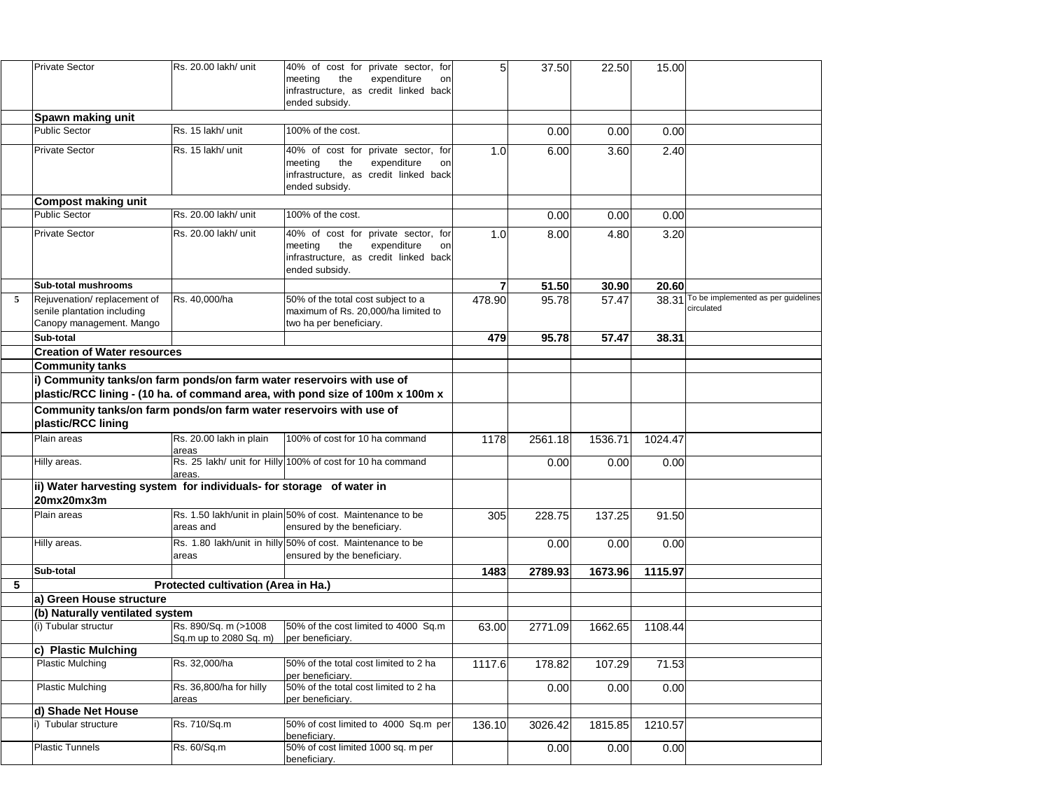| | | | | | | | | |
|---|---|---|---|---|---|---|---|---|
| | Private Sector | Rs. 20.00 lakh/ unit | 40% of cost for private sector, for meeting the expenditure on infrastructure, as credit linked back ended subsidy. | 5 | 37.50 | 22.50 | 15.00 | |
| | **Spawn making unit** | | | | | | | |
| | Public Sector | Rs. 15 lakh/ unit | 100% of the cost. | | 0.00 | 0.00 | 0.00 | |
| | Private Sector | Rs. 15 lakh/ unit | 40% of cost for private sector, for meeting the expenditure on infrastructure, as credit linked back ended subsidy. | 1.0 | 6.00 | 3.60 | 2.40 | |
| | **Compost making unit** | | | | | | | |
| | Public Sector | Rs. 20.00 lakh/ unit | 100% of the cost. | | 0.00 | 0.00 | 0.00 | |
| | Private Sector | Rs. 20.00 lakh/ unit | 40% of cost for private sector, for meeting the expenditure on infrastructure, as credit linked back ended subsidy. | 1.0 | 8.00 | 4.80 | 3.20 | |
| | **Sub-total mushrooms** | | | **7** | **51.50** | **30.90** | **20.60** | |
| 5 | Rejuvenation/ replacement of senile plantation including Canopy management. Mango | Rs. 40,000/ha | 50% of the total cost subject to a maximum of Rs. 20,000/ha limited to two ha per beneficiary. | 478.90 | 95.78 | 57.47 | 38.31 | To be implemented as per guidelines circulated |
| | **Sub-total** | | | **479** | **95.78** | **57.47** | **38.31** | |
| | **Creation of Water resources** | | | | | | | |
| | **Community tanks** | | | | | | | |
| | **i) Community tanks/on farm ponds/on farm water reservoirs with use of plastic/RCC lining - (10 ha. of command area, with pond size of 100m x 100m x** | | | | | | | |
| | **Community tanks/on farm ponds/on farm water reservoirs with use of plastic/RCC lining** | | | | | | | |
| | Plain areas | Rs. 20.00 lakh in plain areas | 100% of cost for 10 ha command | 1178 | 2561.18 | 1536.71 | 1024.47 | |
| | Hilly areas. | Rs. 25 lakh/ unit for Hilly areas. | 100% of cost for 10 ha command | | 0.00 | 0.00 | 0.00 | |
| | **ii) Water harvesting system for individuals- for storage of water in 20mx20mx3m** | | | | | | | |
| | Plain areas | Rs. 1.50 lakh/unit in plain areas and | 50% of cost. Maintenance to be ensured by the beneficiary. | 305 | 228.75 | 137.25 | 91.50 | |
| | Hilly areas. | Rs. 1.80 lakh/unit in hilly areas | 50% of cost. Maintenance to be ensured by the beneficiary. | | 0.00 | 0.00 | 0.00 | |
| | **Sub-total** | | | **1483** | **2789.93** | **1673.96** | **1115.97** | |
| **5** | | **Protected cultivation (Area in Ha.)** | | | | | | |
| | **a) Green House structure** | | | | | | | |
| | **(b) Naturally ventilated system** | | | | | | | |
| | (i) Tubular structur | Rs. 890/Sq. m (>1008 Sq.m up to 2080 Sq. m) | 50% of the cost limited to 4000 Sq.m per beneficiary. | 63.00 | 2771.09 | 1662.65 | 1108.44 | |
| | **c) Plastic Mulching** | | | | | | | |
| | Plastic Mulching | Rs. 32,000/ha | 50% of the total cost limited to 2 ha per beneficiary. | 1117.6 | 178.82 | 107.29 | 71.53 | |
| | Plastic Mulching | Rs. 36,800/ha for hilly areas | 50% of the total cost limited to 2 ha per beneficiary. | | 0.00 | 0.00 | 0.00 | |
| | **d) Shade Net House** | | | | | | | |
| | i) Tubular structure | Rs. 710/Sq.m | 50% of cost limited to 4000 Sq.m per beneficiary. | 136.10 | 3026.42 | 1815.85 | 1210.57 | |
| | Plastic Tunnels | Rs. 60/Sq.m | 50% of cost limited 1000 sq. m per beneficiary. | | 0.00 | 0.00 | 0.00 | |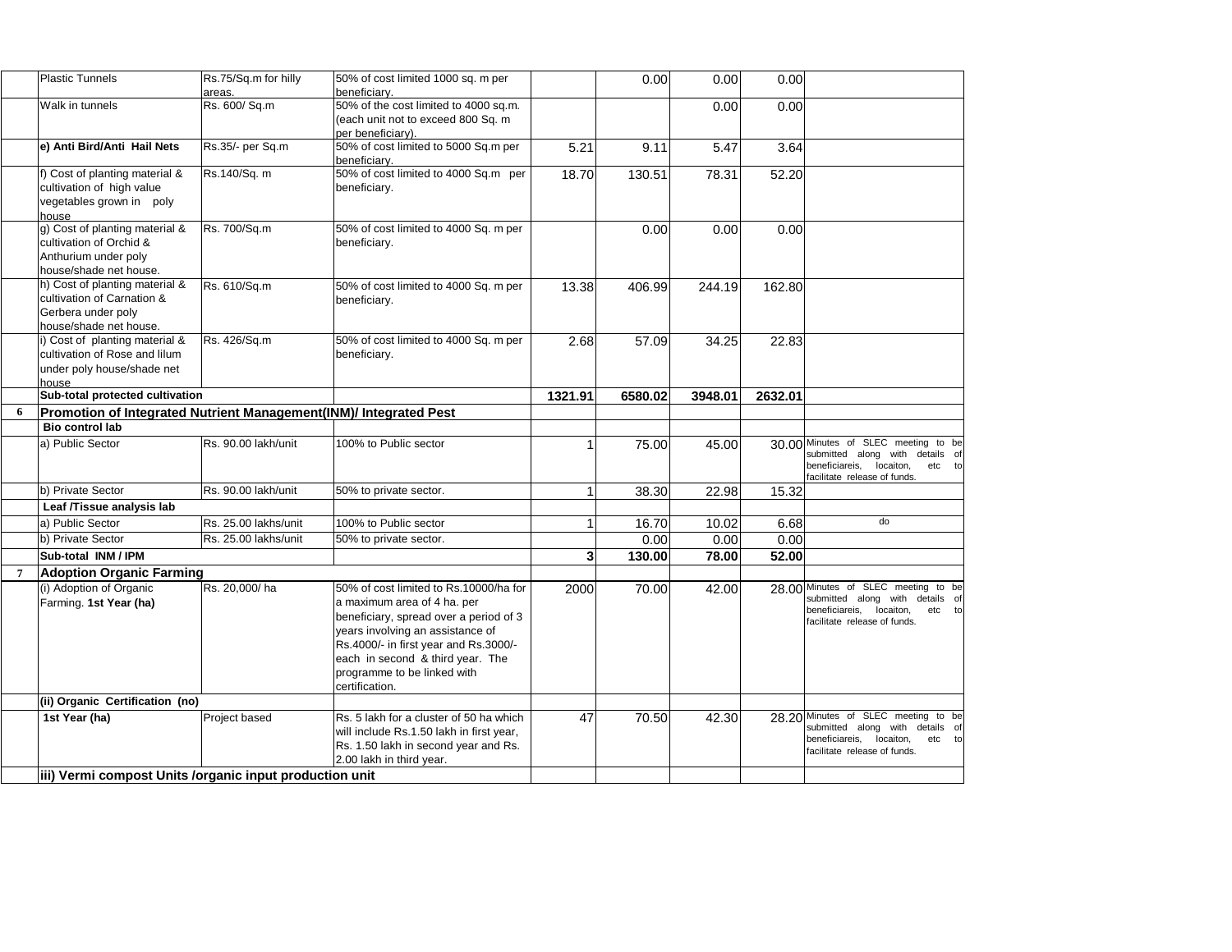|   | Plastic Tunnels | Rs.75/Sq.m for hilly areas. | 50% of cost limited 1000 sq. m per beneficiary. |   | 0.00 | 0.00 | 0.00 |   |
|---|---|---|---|---|---|---|---|---|
|   | Walk in tunnels | Rs. 600/ Sq.m | 50% of the cost limited to 4000 sq.m. (each unit not to exceed 800 Sq. m per beneficiary). |   |   | 0.00 | 0.00 |   |
|   | **e) Anti Bird/Anti Hail Nets** | Rs.35/- per Sq.m | 50% of cost limited to 5000 Sq.m per beneficiary. | 5.21 | 9.11 | 5.47 | 3.64 |   |
|   | f) Cost of planting material & cultivation of high value vegetables grown in poly house | Rs.140/Sq. m | 50% of cost limited to 4000 Sq.m per beneficiary. | 18.70 | 130.51 | 78.31 | 52.20 |   |
|   | g) Cost of planting material & cultivation of Orchid & Anthurium under poly house/shade net house. | Rs. 700/Sq.m | 50% of cost limited to 4000 Sq. m per beneficiary. |   | 0.00 | 0.00 | 0.00 |   |
|   | h) Cost of planting material & cultivation of Carnation & Gerbera under poly house/shade net house. | Rs. 610/Sq.m | 50% of cost limited to 4000 Sq. m per beneficiary. | 13.38 | 406.99 | 244.19 | 162.80 |   |
|   | i) Cost of planting material & cultivation of Rose and lilum under poly house/shade net house | Rs. 426/Sq.m | 50% of cost limited to 4000 Sq. m per beneficiary. | 2.68 | 57.09 | 34.25 | 22.83 |   |
|   | **Sub-total protected cultivation** |   |   | **1321.91** | **6580.02** | **3948.01** | **2632.01** |   |
| **6** | **Promotion of Integrated Nutrient Management(INM)/ Integrated Pest** |   |   |   |   |   |   |   |
|   | **Bio control lab** |   |   |   |   |   |   |   |
|   | a) Public Sector | Rs. 90.00 lakh/unit | 100% to Public sector | 1 | 75.00 | 45.00 | 30.00 | Minutes of SLEC meeting to be submitted along with details of beneficiareis, locaiton, etc to facilitate release of funds. |
|   | b) Private Sector | Rs. 90.00 lakh/unit | 50% to private sector. | 1 | 38.30 | 22.98 | 15.32 |   |
|   | **Leaf /Tissue analysis lab** |   |   |   |   |   |   |   |
|   | a) Public Sector | Rs. 25.00 lakhs/unit | 100% to Public sector | 1 | 16.70 | 10.02 | 6.68 | do |
|   | b) Private Sector | Rs. 25.00 lakhs/unit | 50% to private sector. |   | 0.00 | 0.00 | 0.00 |   |
|   | **Sub-total INM / IPM** |   |   | **3** | **130.00** | **78.00** | **52.00** |   |
| **7** | **Adoption Organic Farming** |   |   |   |   |   |   |   |
|   | (i) Adoption of Organic Farming. **1st Year (ha)** | Rs. 20,000/ ha | 50% of cost limited to Rs.10000/ha for a maximum area of 4 ha. per beneficiary, spread over a period of 3 years involving an assistance of Rs.4000/- in first year and Rs.3000/- each in second & third year. The programme to be linked with certification. | 2000 | 70.00 | 42.00 | 28.00 | Minutes of SLEC meeting to be submitted along with details of beneficiareis, locaiton, etc to facilitate release of funds. |
|   | **(ii) Organic Certification (no)** |   |   |   |   |   |   |   |
|   | **1st Year (ha)** | Project based | Rs. 5 lakh for a cluster of 50 ha which will include Rs.1.50 lakh in first year, Rs. 1.50 lakh in second year and Rs. 2.00 lakh in third year. | 47 | 70.50 | 42.30 | 28.20 | Minutes of SLEC meeting to be submitted along with details of beneficiareis, locaiton, etc to facilitate release of funds. |
|   | **iii) Vermi compost Units /organic input production unit** |   |   |   |   |   |   |   |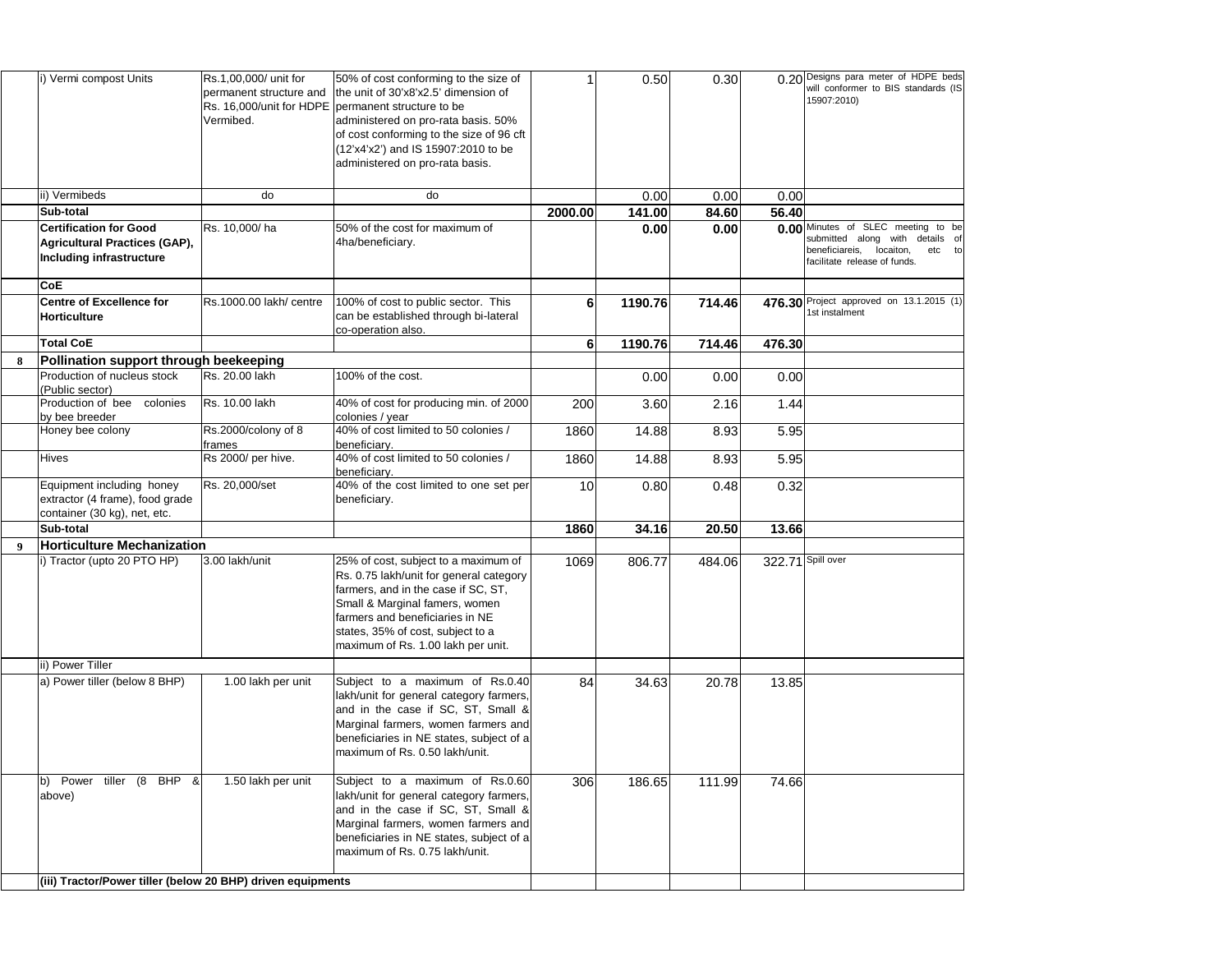| | | | | | | | | |
|---|---|---|---|---|---|---|---|---|
| | i) Vermi compost Units | Rs.1,00,000/ unit for permanent structure and Rs. 16,000/unit for HDPE Vermibed. | 50% of cost conforming to the size of the unit of 30'x8'x2.5' dimension of permanent structure to be administered on pro-rata basis. 50% of cost conforming to the size of 96 cft (12'x4'x2') and IS 15907:2010 to be administered on pro-rata basis. | 1 | 0.50 | 0.30 | 0.20 | Designs para meter of HDPE beds will conformer to BIS standards (IS 15907:2010) |
| | ii) Vermibeds | do | do | | 0.00 | 0.00 | 0.00 | |
| | **Sub-total** | | | **2000.00** | **141.00** | **84.60** | **56.40** | |
| | **Certification for Good Agricultural Practices (GAP), Including infrastructure** | Rs. 10,000/ ha | 50% of the cost for maximum of 4ha/beneficiary. | | **0.00** | **0.00** | **0.00** | Minutes of SLEC meeting to be submitted along with details of beneficiareis, locaiton, etc to facilitate release of funds. |
| | **CoE** | | | | | | | |
| | **Centre of Excellence for Horticulture** | Rs.1000.00 lakh/ centre | 100% of cost to public sector. This can be established through bi-lateral co-operation also. | **6** | **1190.76** | **714.46** | **476.30** | Project approved on 13.1.2015 (1) 1st instalment |
| | **Total CoE** | | | **6** | **1190.76** | **714.46** | **476.30** | |
| **8** | **Pollination support through beekeeping** | | | | | | | |
| | Production of nucleus stock (Public sector) | Rs. 20.00 lakh | 100% of the cost. | | 0.00 | 0.00 | 0.00 | |
| | Production of bee colonies by bee breeder | Rs. 10.00 lakh | 40% of cost for producing min. of 2000 colonies / year | 200 | 3.60 | 2.16 | 1.44 | |
| | Honey bee colony | Rs.2000/colony of 8 frames | 40% of cost limited to 50 colonies / beneficiary. | 1860 | 14.88 | 8.93 | 5.95 | |
| | Hives | Rs 2000/ per hive. | 40% of cost limited to 50 colonies / beneficiary. | 1860 | 14.88 | 8.93 | 5.95 | |
| | Equipment including honey extractor (4 frame), food grade container (30 kg), net, etc. | Rs. 20,000/set | 40% of the cost limited to one set per beneficiary. | 10 | 0.80 | 0.48 | 0.32 | |
| | **Sub-total** | | | **1860** | **34.16** | **20.50** | **13.66** | |
| **9** | **Horticulture Mechanization** | | | | | | | |
| | i) Tractor (upto 20 PTO HP) | 3.00 lakh/unit | 25% of cost, subject to a maximum of Rs. 0.75 lakh/unit for general category farmers, and in the case if SC, ST, Small & Marginal famers, women farmers and beneficiaries in NE states, 35% of cost, subject to a maximum of Rs. 1.00 lakh per unit. | 1069 | 806.77 | 484.06 | 322.71 | Spill over |
| | ii) Power Tiller | | | | | | | |
| | a) Power tiller (below 8 BHP) | 1.00 lakh per unit | Subject to a maximum of Rs.0.40 lakh/unit for general category farmers, and in the case if SC, ST, Small & Marginal farmers, women farmers and beneficiaries in NE states, subject of a maximum of Rs. 0.50 lakh/unit. | 84 | 34.63 | 20.78 | 13.85 | |
| | b) Power tiller (8 BHP & above) | 1.50 lakh per unit | Subject to a maximum of Rs.0.60 lakh/unit for general category farmers, and in the case if SC, ST, Small & Marginal farmers, women farmers and beneficiaries in NE states, subject of a maximum of Rs. 0.75 lakh/unit. | 306 | 186.65 | 111.99 | 74.66 | |
| | **(iii) Tractor/Power tiller (below 20 BHP) driven equipments** | | | | | | | |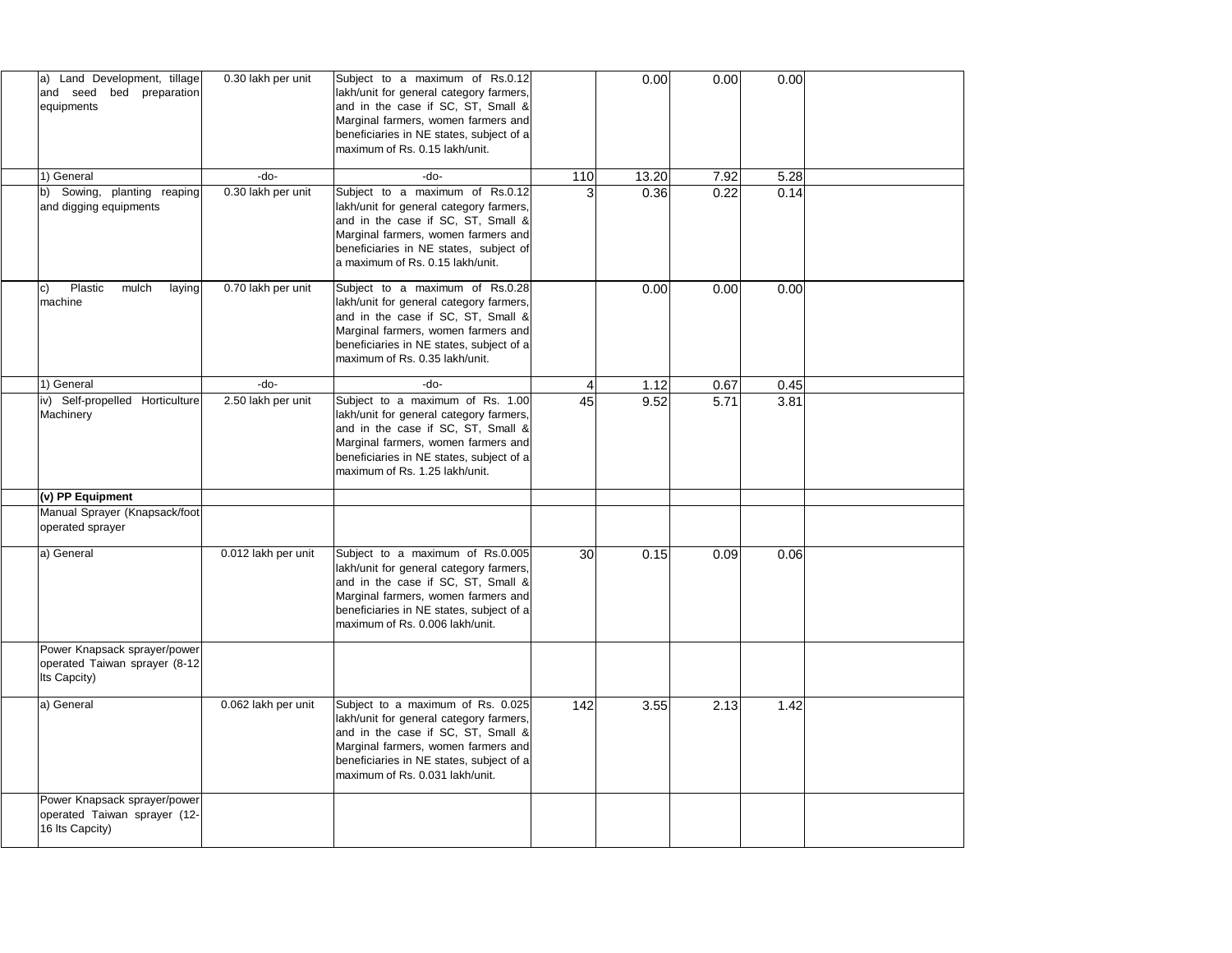| | | | | | | | | |
|---|---|---|---|---|---|---|---|---|
| | a) Land Development, tillage and seed bed preparation equipments | 0.30 lakh per unit | Subject to a maximum of Rs.0.12 lakh/unit for general category farmers, and in the case if SC, ST, Small & Marginal farmers, women farmers and beneficiaries in NE states, subject of a maximum of Rs. 0.15 lakh/unit. | | 0.00 | 0.00 | 0.00 | |
| | 1) General | -do- | -do- | 110 | 13.20 | 7.92 | 5.28 | |
| | b) Sowing, planting reaping and digging equipments | 0.30 lakh per unit | Subject to a maximum of Rs.0.12 lakh/unit for general category farmers, and in the case if SC, ST, Small & Marginal farmers, women farmers and beneficiaries in NE states, subject of a maximum of Rs. 0.15 lakh/unit. | 3 | 0.36 | 0.22 | 0.14 | |
| | c) Plastic mulch laying machine | 0.70 lakh per unit | Subject to a maximum of Rs.0.28 lakh/unit for general category farmers, and in the case if SC, ST, Small & Marginal farmers, women farmers and beneficiaries in NE states, subject of a maximum of Rs. 0.35 lakh/unit. | | 0.00 | 0.00 | 0.00 | |
| | 1) General | -do- | -do- | 4 | 1.12 | 0.67 | 0.45 | |
| | iv) Self-propelled Horticulture Machinery | 2.50 lakh per unit | Subject to a maximum of Rs. 1.00 lakh/unit for general category farmers, and in the case if SC, ST, Small & Marginal farmers, women farmers and beneficiaries in NE states, subject of a maximum of Rs. 1.25 lakh/unit. | 45 | 9.52 | 5.71 | 3.81 | |
| | **(v) PP Equipment** | | | | | | | |
| | Manual Sprayer (Knapsack/foot operated sprayer | | | | | | | |
| | a) General | 0.012 lakh per unit | Subject to a maximum of Rs.0.005 lakh/unit for general category farmers, and in the case if SC, ST, Small & Marginal farmers, women farmers and beneficiaries in NE states, subject of a maximum of Rs. 0.006 lakh/unit. | 30 | 0.15 | 0.09 | 0.06 | |
| | Power Knapsack sprayer/power operated Taiwan sprayer (8-12 lts Capcity) | | | | | | | |
| | a) General | 0.062 lakh per unit | Subject to a maximum of Rs. 0.025 lakh/unit for general category farmers, and in the case if SC, ST, Small & Marginal farmers, women farmers and beneficiaries in NE states, subject of a maximum of Rs. 0.031 lakh/unit. | 142 | 3.55 | 2.13 | 1.42 | |
| | Power Knapsack sprayer/power operated Taiwan sprayer (12-16 lts Capcity) | | | | | | | |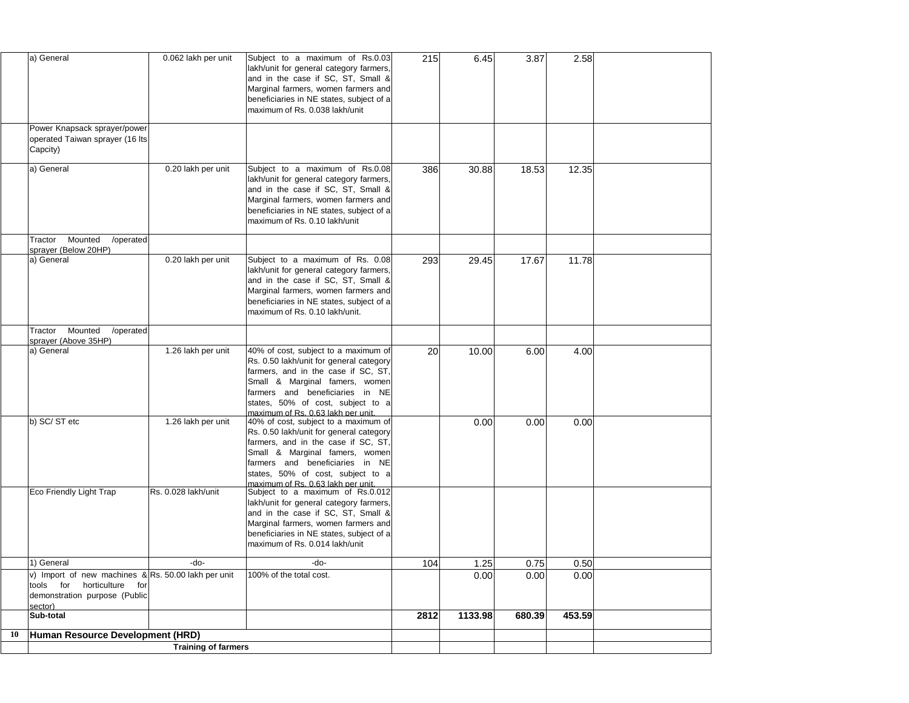| | | | | | | | | |
|---|---|---|---|---|---|---|---|---|
| | a) General | 0.062 lakh per unit | Subject to a maximum of Rs.0.03 lakh/unit for general category farmers, and in the case if SC, ST, Small & Marginal farmers, women farmers and beneficiaries in NE states, subject of a maximum of Rs. 0.038 lakh/unit | 215 | 6.45 | 3.87 | 2.58 | |
| | Power Knapsack sprayer/power operated Taiwan sprayer (16 lts Capcity) | | | | | | | |
| | a) General | 0.20 lakh per unit | Subject to a maximum of Rs.0.08 lakh/unit for general category farmers, and in the case if SC, ST, Small & Marginal farmers, women farmers and beneficiaries in NE states, subject of a maximum of Rs. 0.10 lakh/unit | 386 | 30.88 | 18.53 | 12.35 | |
| | Tractor Mounted /operated sprayer (Below 20HP) | | | | | | | |
| | a) General | 0.20 lakh per unit | Subject to a maximum of Rs. 0.08 lakh/unit for general category farmers, and in the case if SC, ST, Small & Marginal farmers, women farmers and beneficiaries in NE states, subject of a maximum of Rs. 0.10 lakh/unit. | 293 | 29.45 | 17.67 | 11.78 | |
| | Tractor Mounted /operated sprayer (Above 35HP) | | | | | | | |
| | a) General | 1.26 lakh per unit | 40% of cost, subject to a maximum of Rs. 0.50 lakh/unit for general category farmers, and in the case if SC, ST, Small & Marginal famers, women farmers and beneficiaries in NE states, 50% of cost, subject to a maximum of Rs. 0.63 lakh per unit. | 20 | 10.00 | 6.00 | 4.00 | |
| | b) SC/ ST etc | 1.26 lakh per unit | 40% of cost, subject to a maximum of Rs. 0.50 lakh/unit for general category farmers, and in the case if SC, ST, Small & Marginal famers, women farmers and beneficiaries in NE states, 50% of cost, subject to a maximum of Rs. 0.63 lakh per unit. | | 0.00 | 0.00 | 0.00 | |
| | Eco Friendly Light Trap | Rs. 0.028 lakh/unit | Subject to a maximum of Rs.0.012 lakh/unit for general category farmers, and in the case if SC, ST, Small & Marginal farmers, women farmers and beneficiaries in NE states, subject of a maximum of Rs. 0.014 lakh/unit | | | | | |
| | 1) General | -do- | -do- | 104 | 1.25 | 0.75 | 0.50 | |
| | v) Import of new machines & tools for horticulture for demonstration purpose (Public sector) | Rs. 50.00 lakh per unit | 100% of the total cost. | | 0.00 | 0.00 | 0.00 | |
| | **Sub-total** | | | **2812** | **1133.98** | **680.39** | **453.59** | |
| **10** | **Human Resource Development (HRD)** | | | | | | | |
| | **Training of farmers** | | | | | | | |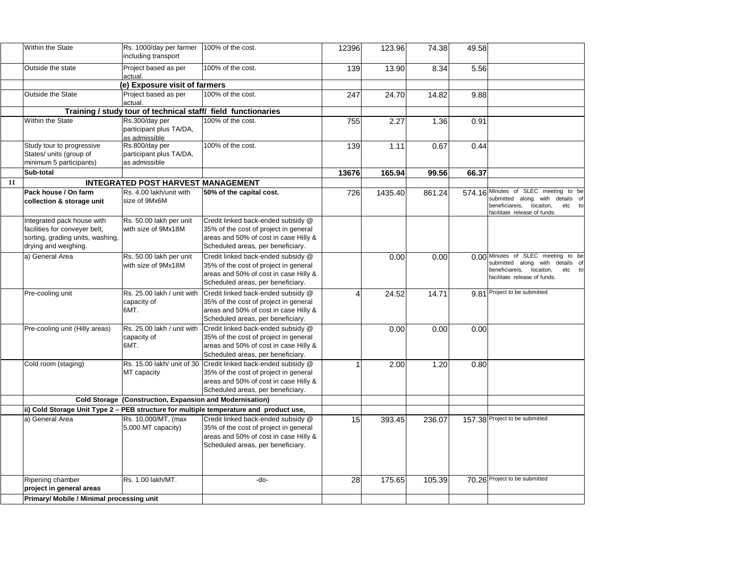| | | | | | | | | |
|---|---|---|---|---|---|---|---|---|
| | Within the State | Rs. 1000/day per farmer including transport | 100% of the cost. | 12396 | 123.96 | 74.38 | 49.58 | |
| | Outside the state | Project based as per actual. | 100% of the cost. | 139 | 13.90 | 8.34 | 5.56 | |
| | | **(e) Exposure visit of farmers** | | | | | | |
| | Outside the State | Project based as per actual. | 100% of the cost. | 247 | 24.70 | 14.82 | 9.88 | |
| | | **Training / study tour of technical staff/ field functionaries** | | | | | | |
| | Within the State | Rs.300/day per participant plus TA/DA, as admissible | 100% of the cost. | 755 | 2.27 | 1.36 | 0.91 | |
| | Study tour to progressive States/ units (group of minimum 5 participants) | Rs.800/day per participant plus TA/DA, as admissible | 100% of the cost. | 139 | 1.11 | 0.67 | 0.44 | |
| | **Sub-total** | | | **13676** | **165.94** | **99.56** | **66.37** | |
| **11** | | **INTEGRATED POST HARVEST MANAGEMENT** | | | | | | |
| | **Pack house / On farm collection & storage unit** | Rs. 4.00 lakh/unit with size of 9Mx6M | **50% of the capital cost.** | 726 | 1435.40 | 861.24 | 574.16 | Minutes of SLEC meeting to be submitted along with details of beneficiareis, locaiton, etc to facilitate release of funds. |
| | Integrated pack house with facilities for conveyer belt, sorting, grading units, washing, drying and weighing. | Rs. 50.00 lakh per unit with size of 9Mx18M | Credit linked back-ended subsidy @ 35% of the cost of project in general areas and 50% of cost in case Hilly & Scheduled areas, per beneficiary. | | | | | |
| | a) General Area | Rs. 50.00 lakh per unit with size of 9Mx18M | Credit linked back-ended subsidy @ 35% of the cost of project in general areas and 50% of cost in case Hilly & Scheduled areas, per beneficiary. | | 0.00 | 0.00 | 0.00 | Minutes of SLEC meeting to be submitted along with details of beneficiareis, locaiton, etc to facilitate release of funds. |
| | Pre-cooling unit | Rs. 25.00 lakh / unit with capacity of 6MT. | Credit linked back-ended subsidy @ 35% of the cost of project in general areas and 50% of cost in case Hilly & Scheduled areas, per beneficiary. | 4 | 24.52 | 14.71 | 9.81 | Project to be submitted |
| | Pre-cooling unit (Hilly areas) | Rs. 25.00 lakh / unit with capacity of 6MT. | Credit linked back-ended subsidy @ 35% of the cost of project in general areas and 50% of cost in case Hilly & Scheduled areas, per beneficiary. | | 0.00 | 0.00 | 0.00 | |
| | Cold room (staging) | Rs. 15.00 lakh/ unit of 30 MT capacity | Credit linked back-ended subsidy @ 35% of the cost of project in general areas and 50% of cost in case Hilly & Scheduled areas, per beneficiary. | 1 | 2.00 | 1.20 | 0.80 | |
| | | **Cold Storage (Construction, Expansion and Modernisation)** | | | | | | |
| | **ii) Cold Storage Unit Type 2 – PEB structure for multiple temperature and product use,** | | | | | | | |
| | a) General Area | Rs. 10,000/MT, (max 5,000 MT capacity) | Credit linked back-ended subsidy @ 35% of the cost of project in general areas and 50% of cost in case Hilly & Scheduled areas, per beneficiary. | 15 | 393.45 | 236.07 | 157.38 | Project to be submitted |
| | Ripening chamber **project in general areas** | Rs. 1.00 lakh/MT. | -do- | 28 | 175.65 | 105.39 | 70.26 | Project to be submitted |
| | **Primary/ Mobile / Minimal processing unit** | | | | | | | |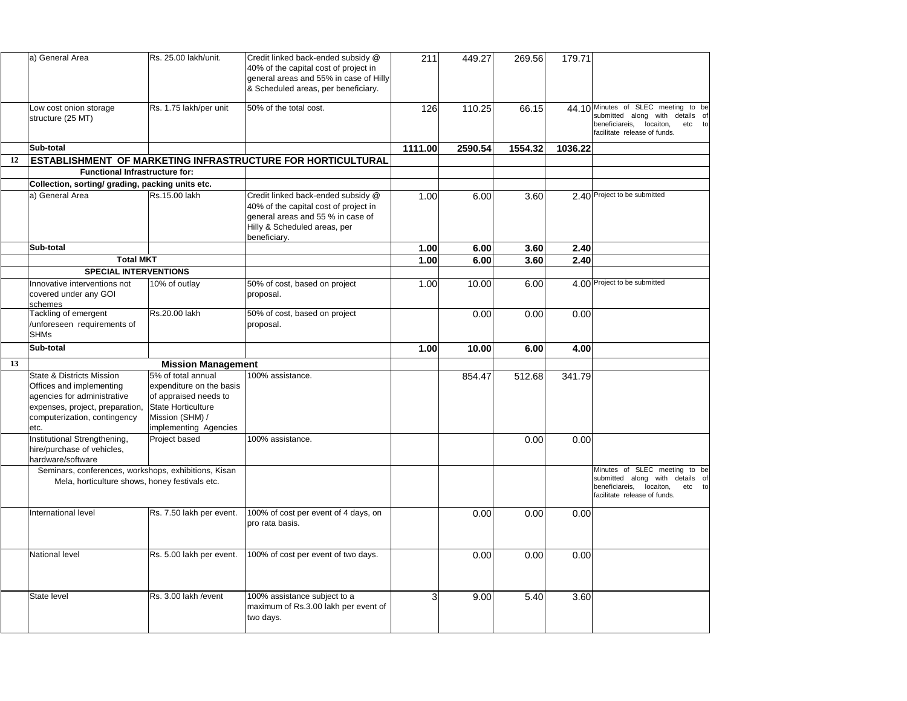| | | | | | | | | |
|---|---|---|---|---|---|---|---|---|
| | a) General Area | Rs. 25.00 lakh/unit. | Credit linked back-ended subsidy @ 40% of the capital cost of project in general areas and 55% in case of Hilly & Scheduled areas, per beneficiary. | 211 | 449.27 | 269.56 | 179.71 | |
| | Low cost onion storage structure (25 MT) | Rs. 1.75 lakh/per unit | 50% of the total cost. | 126 | 110.25 | 66.15 | 44.10 | Minutes of SLEC meeting to be submitted along with details of beneficiareis, locaiton, etc to facilitate release of funds. |
| | **Sub-total** | | | **1111.00** | **2590.54** | **1554.32** | **1036.22** | |
| **12** | **ESTABLISHMENT OF MARKETING INFRASTRUCTURE FOR HORTICULTURAL** | | | | | | | |
| | **Functional Infrastructure for:** | | | | | | | |
| | **Collection, sorting/ grading, packing units etc.** | | | | | | | |
| | a) General Area | Rs.15.00 lakh | Credit linked back-ended subsidy @ 40% of the capital cost of project in general areas and 55 % in case of Hilly & Scheduled areas, per beneficiary. | 1.00 | 6.00 | 3.60 | 2.40 | Project to be submitted |
| | **Sub-total** | | | **1.00** | **6.00** | **3.60** | **2.40** | |
| | **Total MKT** | | | **1.00** | **6.00** | **3.60** | **2.40** | |
| | **SPECIAL INTERVENTIONS** | | | | | | | |
| | Innovative interventions not covered under any GOI schemes | 10% of outlay | 50% of cost, based on project proposal. | 1.00 | 10.00 | 6.00 | 4.00 | Project to be submitted |
| | Tackling of emergent /unforeseen requirements of SHMs | Rs.20.00 lakh | 50% of cost, based on project proposal. | | 0.00 | 0.00 | 0.00 | |
| | **Sub-total** | | | **1.00** | **10.00** | **6.00** | **4.00** | |
| **13** | **Mission Management** | | | | | | | |
| | State & Districts Mission Offices and implementing agencies for administrative expenses, project, preparation, computerization, contingency etc. | 5% of total annual expenditure on the basis of appraised needs to State Horticulture Mission (SHM) / implementing Agencies | 100% assistance. | | 854.47 | 512.68 | 341.79 | |
| | Institutional Strengthening, hire/purchase of vehicles, hardware/software | Project based | 100% assistance. | | | 0.00 | 0.00 | |
| | Seminars, conferences, workshops, exhibitions, Kisan Mela, horticulture shows, honey festivals etc. | | | | | | | Minutes of SLEC meeting to be submitted along with details of beneficiareis, locaiton, etc to facilitate release of funds. |
| | International level | Rs. 7.50 lakh per event. | 100% of cost per event of 4 days, on pro rata basis. | | 0.00 | 0.00 | 0.00 | |
| | National level | Rs. 5.00 lakh per event. | 100% of cost per event of two days. | | 0.00 | 0.00 | 0.00 | |
| | State level | Rs. 3.00 lakh /event | 100% assistance subject to a maximum of Rs.3.00 lakh per event of two days. | 3 | 9.00 | 5.40 | 3.60 | |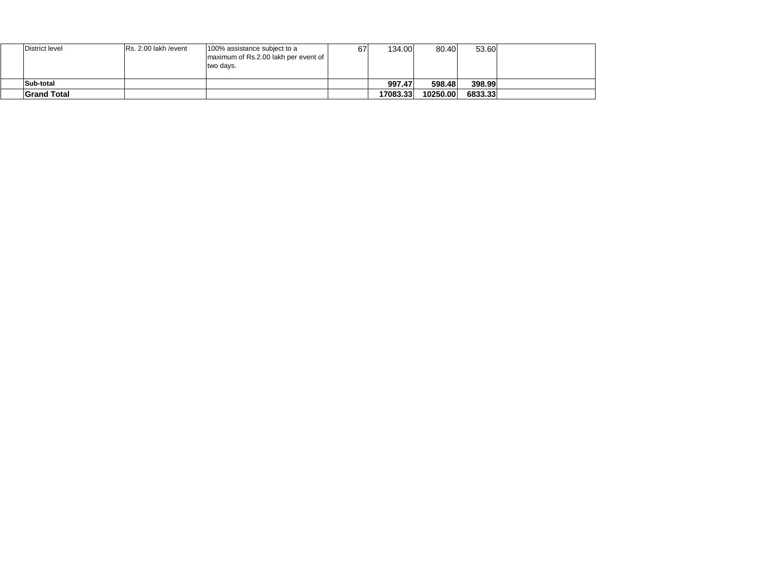| | | | | | | | | |
|---|---|---|---|---|---|---|---|---|
| | District level | Rs. 2.00 lakh /event | 100% assistance subject to a maximum of Rs.2.00 lakh per event of two days. | 67 | 134.00 | 80.40 | 53.60 | |
| | **Sub-total** | | | | **997.47** | **598.48** | **398.99** | |
| | **Grand Total** | | | | **17083.33** | **10250.00** | **6833.33** | |